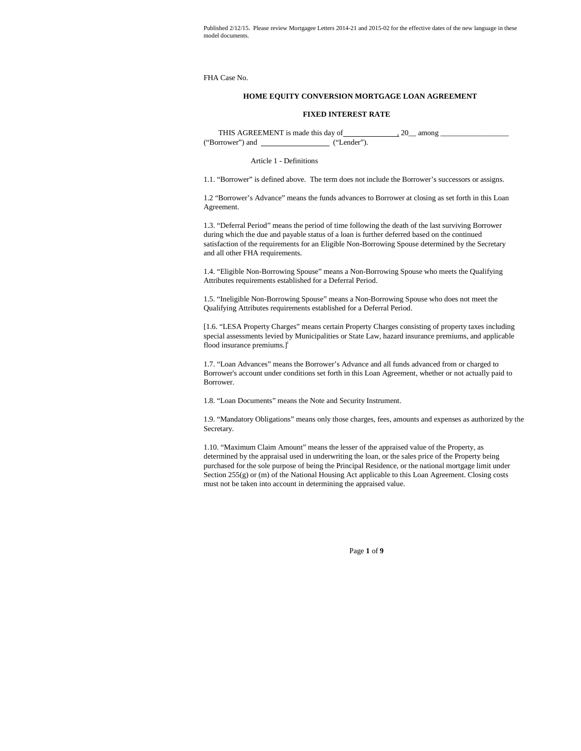Published 2/12/15. Please review Mortgagee Letters 2014-21 and 2015-02 for the effective dates of the new language in these model documents.

FHA Case No.

**HOME EQUITY CONVERSION MORTGAGE LOAN AGREEMENT**

**FIXED INTEREST RATE**

THIS AGREEMENT is made this day of______________, 20__ among __________________ ("Borrower") and __________________ ("Lender").

Article 1 - Definitions

1.1. "Borrower" is defined above. The term does not include the Borrower's successors or assigns.

1.2 "Borrower's Advance" means the funds advances to Borrower at closing as set forth in this Loan Agreement.

1.3. "Deferral Period" means the period of time following the death of the last surviving Borrower during which the due and payable status of a loan is further deferred based on the continued satisfaction of the requirements for an Eligible Non-Borrowing Spouse determined by the Secretary and all other FHA requirements.

1.4. "Eligible Non-Borrowing Spouse" means a Non-Borrowing Spouse who meets the Qualifying Attributes requirements established for a Deferral Period.

1.5. "Ineligible Non-Borrowing Spouse" means a Non-Borrowing Spouse who does not meet the Qualifying Attributes requirements established for a Deferral Period.

[1.6. "LESA Property Charges" means certain Property Charges consisting of property taxes including special assessments levied by Municipalities or State Law, hazard insurance premiums, and applicable flood insurance premiums.][i]

1.7. "Loan Advances" means the Borrower's Advance and all funds advanced from or charged to Borrower's account under conditions set forth in this Loan Agreement, whether or not actually paid to Borrower.

1.8. "Loan Documents" means the Note and Security Instrument.

1.9. "Mandatory Obligations" means only those charges, fees, amounts and expenses as authorized by the Secretary.

1.10. "Maximum Claim Amount" means the lesser of the appraised value of the Property, as determined by the appraisal used in underwriting the loan, or the sales price of the Property being purchased for the sole purpose of being the Principal Residence, or the national mortgage limit under Section 255(g) or (m) of the National Housing Act applicable to this Loan Agreement. Closing costs must not be taken into account in determining the appraised value.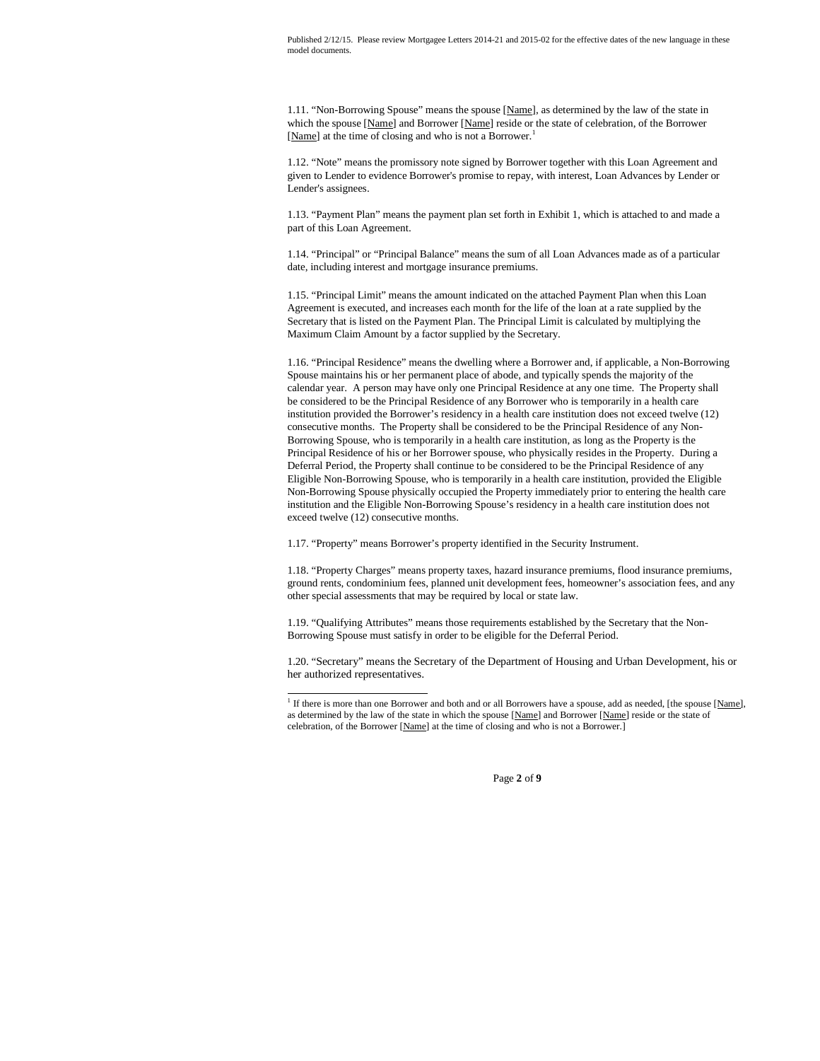Published 2/12/15. Please review Mortgagee Letters 2014-21 and 2015-02 for the effective dates of the new language in these model documents.

1.11. "Non-Borrowing Spouse" means the spouse [Name], as determined by the law of the state in which the spouse [Name] and Borrower [Name] reside or the state of celebration, of the Borrower [Name] at the time of closing and who is not a Borrower.[1]

1.12. "Note" means the promissory note signed by Borrower together with this Loan Agreement and given to Lender to evidence Borrower's promise to repay, with interest, Loan Advances by Lender or Lender's assignees.

1.13. "Payment Plan" means the payment plan set forth in Exhibit 1, which is attached to and made a part of this Loan Agreement.

1.14. "Principal" or "Principal Balance" means the sum of all Loan Advances made as of a particular date, including interest and mortgage insurance premiums.

1.15. "Principal Limit" means the amount indicated on the attached Payment Plan when this Loan Agreement is executed, and increases each month for the life of the loan at a rate supplied by the Secretary that is listed on the Payment Plan. The Principal Limit is calculated by multiplying the Maximum Claim Amount by a factor supplied by the Secretary.

1.16. "Principal Residence" means the dwelling where a Borrower and, if applicable, a Non-Borrowing Spouse maintains his or her permanent place of abode, and typically spends the majority of the calendar year. A person may have only one Principal Residence at any one time. The Property shall be considered to be the Principal Residence of any Borrower who is temporarily in a health care institution provided the Borrower's residency in a health care institution does not exceed twelve (12) consecutive months. The Property shall be considered to be the Principal Residence of any Non-Borrowing Spouse, who is temporarily in a health care institution, as long as the Property is the Principal Residence of his or her Borrower spouse, who physically resides in the Property. During a Deferral Period, the Property shall continue to be considered to be the Principal Residence of any Eligible Non-Borrowing Spouse, who is temporarily in a health care institution, provided the Eligible Non-Borrowing Spouse physically occupied the Property immediately prior to entering the health care institution and the Eligible Non-Borrowing Spouse's residency in a health care institution does not exceed twelve (12) consecutive months.

1.17. "Property" means Borrower's property identified in the Security Instrument.

1.18. "Property Charges" means property taxes, hazard insurance premiums, flood insurance premiums, ground rents, condominium fees, planned unit development fees, homeowner's association fees, and any other special assessments that may be required by local or state law.

1.19. "Qualifying Attributes" means those requirements established by the Secretary that the Non-Borrowing Spouse must satisfy in order to be eligible for the Deferral Period.

1.20. "Secretary" means the Secretary of the Department of Housing and Urban Development, his or her authorized representatives.

---

[1] If there is more than one Borrower and both and or all Borrowers have a spouse, add as needed, [the spouse [Name], as determined by the law of the state in which the spouse [Name] and Borrower [Name] reside or the state of celebration, of the Borrower [Name] at the time of closing and who is not a Borrower.]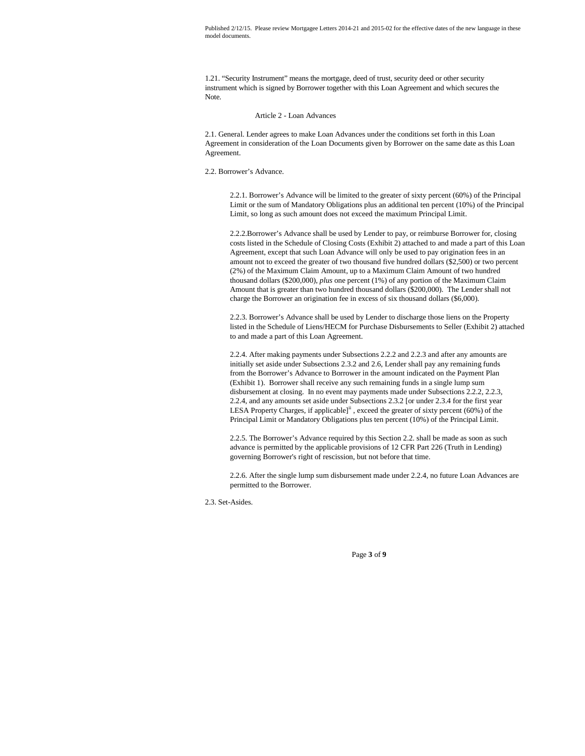Published 2/12/15. Please review Mortgagee Letters 2014-21 and 2015-02 for the effective dates of the new language in these model documents.

1.21. "Security Instrument" means the mortgage, deed of trust, security deed or other security instrument which is signed by Borrower together with this Loan Agreement and which secures the Note.

## Article 2 - Loan Advances

2.1. General. Lender agrees to make Loan Advances under the conditions set forth in this Loan Agreement in consideration of the Loan Documents given by Borrower on the same date as this Loan Agreement.

2.2. Borrower's Advance.

2.2.1. Borrower's Advance will be limited to the greater of sixty percent (60%) of the Principal Limit or the sum of Mandatory Obligations plus an additional ten percent (10%) of the Principal Limit, so long as such amount does not exceed the maximum Principal Limit.

2.2.2.Borrower's Advance shall be used by Lender to pay, or reimburse Borrower for, closing costs listed in the Schedule of Closing Costs (Exhibit 2) attached to and made a part of this Loan Agreement, except that such Loan Advance will only be used to pay origination fees in an amount not to exceed the greater of two thousand five hundred dollars ($2,500) or two percent (2%) of the Maximum Claim Amount, up to a Maximum Claim Amount of two hundred thousand dollars ($200,000), *plus* one percent (1%) of any portion of the Maximum Claim Amount that is greater than two hundred thousand dollars ($200,000). The Lender shall not charge the Borrower an origination fee in excess of six thousand dollars ($6,000).

2.2.3. Borrower's Advance shall be used by Lender to discharge those liens on the Property listed in the Schedule of Liens/HECM for Purchase Disbursements to Seller (Exhibit 2) attached to and made a part of this Loan Agreement.

2.2.4. After making payments under Subsections 2.2.2 and 2.2.3 and after any amounts are initially set aside under Subsections 2.3.2 and 2.6, Lender shall pay any remaining funds from the Borrower's Advance to Borrower in the amount indicated on the Payment Plan (Exhibit 1). Borrower shall receive any such remaining funds in a single lump sum disbursement at closing. In no event may payments made under Subsections 2.2.2, 2.2.3, 2.2.4, and any amounts set aside under Subsections 2.3.2 [or under 2.3.4 for the first year LESA Property Charges, if applicable][ii] , exceed the greater of sixty percent (60%) of the Principal Limit or Mandatory Obligations plus ten percent (10%) of the Principal Limit.

2.2.5. The Borrower's Advance required by this Section 2.2. shall be made as soon as such advance is permitted by the applicable provisions of 12 CFR Part 226 (Truth in Lending) governing Borrower's right of rescission, but not before that time.

2.2.6. After the single lump sum disbursement made under 2.2.4, no future Loan Advances are permitted to the Borrower.

2.3. Set-Asides.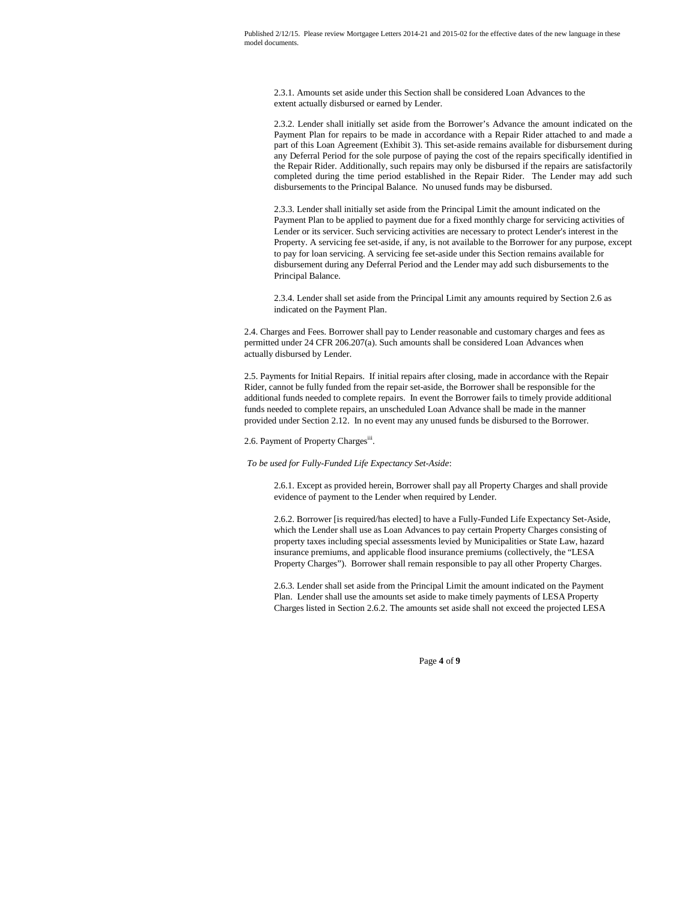2.3.1. Amounts set aside under this Section shall be considered Loan Advances to the extent actually disbursed or earned by Lender.

2.3.2. Lender shall initially set aside from the Borrower's Advance the amount indicated on the Payment Plan for repairs to be made in accordance with a Repair Rider attached to and made a part of this Loan Agreement (Exhibit 3). This set-aside remains available for disbursement during any Deferral Period for the sole purpose of paying the cost of the repairs specifically identified in the Repair Rider. Additionally, such repairs may only be disbursed if the repairs are satisfactorily completed during the time period established in the Repair Rider. The Lender may add such disbursements to the Principal Balance. No unused funds may be disbursed.

2.3.3. Lender shall initially set aside from the Principal Limit the amount indicated on the Payment Plan to be applied to payment due for a fixed monthly charge for servicing activities of Lender or its servicer. Such servicing activities are necessary to protect Lender's interest in the Property. A servicing fee set-aside, if any, is not available to the Borrower for any purpose, except to pay for loan servicing. A servicing fee set-aside under this Section remains available for disbursement during any Deferral Period and the Lender may add such disbursements to the Principal Balance.

2.3.4. Lender shall set aside from the Principal Limit any amounts required by Section 2.6 as indicated on the Payment Plan.

2.4. Charges and Fees. Borrower shall pay to Lender reasonable and customary charges and fees as permitted under 24 CFR 206.207(a). Such amounts shall be considered Loan Advances when actually disbursed by Lender.

2.5. Payments for Initial Repairs. If initial repairs after closing, made in accordance with the Repair Rider, cannot be fully funded from the repair set-aside, the Borrower shall be responsible for the additional funds needed to complete repairs. In event the Borrower fails to timely provide additional funds needed to complete repairs, an unscheduled Loan Advance shall be made in the manner provided under Section 2.12. In no event may any unused funds be disbursed to the Borrower.

2.6. Payment of Property Charges[iii].

*To be used for Fully-Funded Life Expectancy Set-Aside*:

2.6.1. Except as provided herein, Borrower shall pay all Property Charges and shall provide evidence of payment to the Lender when required by Lender.

2.6.2. Borrower [is required/has elected] to have a Fully-Funded Life Expectancy Set-Aside, which the Lender shall use as Loan Advances to pay certain Property Charges consisting of property taxes including special assessments levied by Municipalities or State Law, hazard insurance premiums, and applicable flood insurance premiums (collectively, the "LESA Property Charges"). Borrower shall remain responsible to pay all other Property Charges.

2.6.3. Lender shall set aside from the Principal Limit the amount indicated on the Payment Plan. Lender shall use the amounts set aside to make timely payments of LESA Property Charges listed in Section 2.6.2. The amounts set aside shall not exceed the projected LESA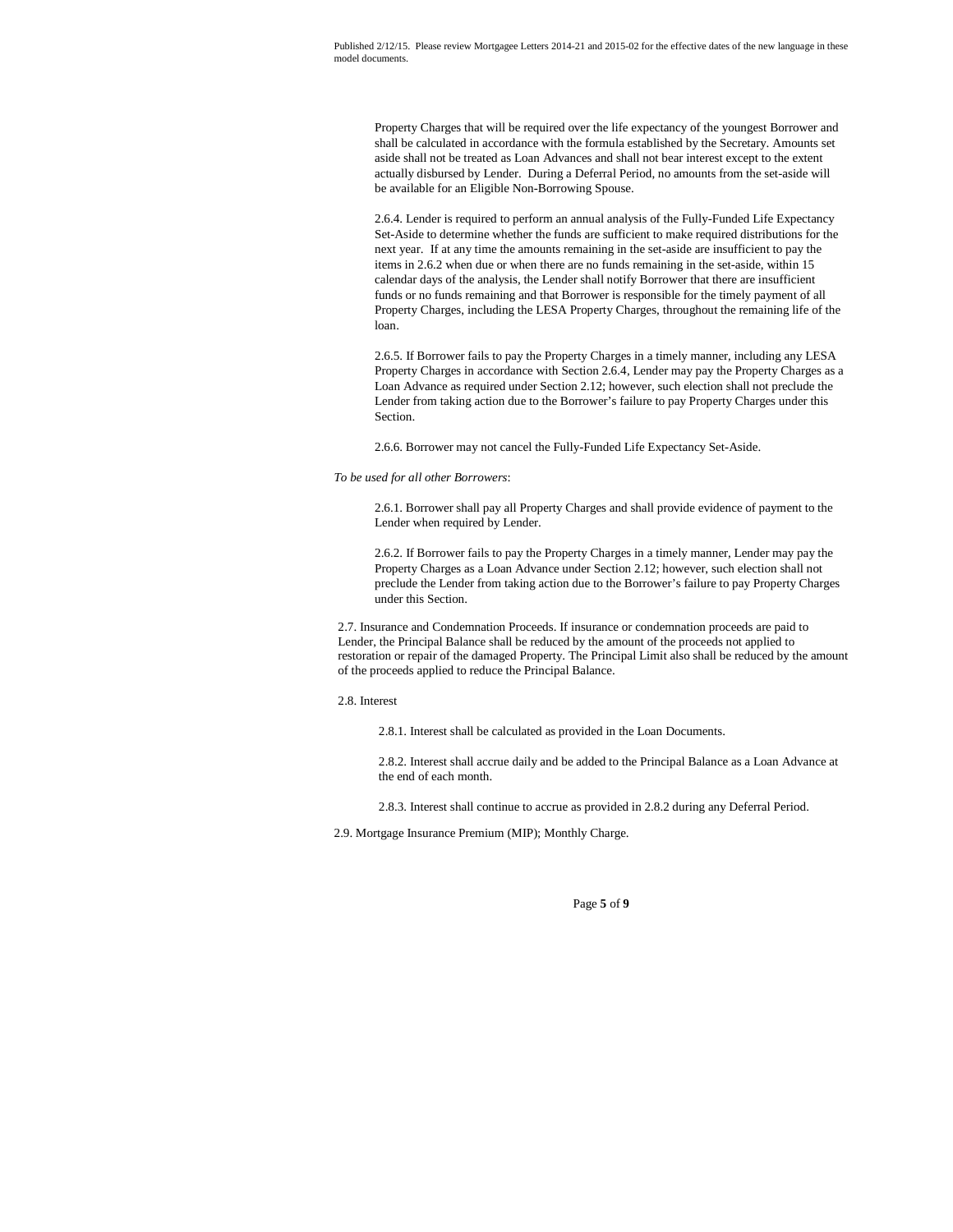Property Charges that will be required over the life expectancy of the youngest Borrower and shall be calculated in accordance with the formula established by the Secretary. Amounts set aside shall not be treated as Loan Advances and shall not bear interest except to the extent actually disbursed by Lender. During a Deferral Period, no amounts from the set-aside will be available for an Eligible Non-Borrowing Spouse.

2.6.4. Lender is required to perform an annual analysis of the Fully-Funded Life Expectancy Set-Aside to determine whether the funds are sufficient to make required distributions for the next year. If at any time the amounts remaining in the set-aside are insufficient to pay the items in 2.6.2 when due or when there are no funds remaining in the set-aside, within 15 calendar days of the analysis, the Lender shall notify Borrower that there are insufficient funds or no funds remaining and that Borrower is responsible for the timely payment of all Property Charges, including the LESA Property Charges, throughout the remaining life of the loan.

2.6.5. If Borrower fails to pay the Property Charges in a timely manner, including any LESA Property Charges in accordance with Section 2.6.4, Lender may pay the Property Charges as a Loan Advance as required under Section 2.12; however, such election shall not preclude the Lender from taking action due to the Borrower's failure to pay Property Charges under this Section.

2.6.6. Borrower may not cancel the Fully-Funded Life Expectancy Set-Aside.

*To be used for all other Borrowers*:

2.6.1. Borrower shall pay all Property Charges and shall provide evidence of payment to the Lender when required by Lender.

2.6.2. If Borrower fails to pay the Property Charges in a timely manner, Lender may pay the Property Charges as a Loan Advance under Section 2.12; however, such election shall not preclude the Lender from taking action due to the Borrower's failure to pay Property Charges under this Section.

2.7. Insurance and Condemnation Proceeds. If insurance or condemnation proceeds are paid to Lender, the Principal Balance shall be reduced by the amount of the proceeds not applied to restoration or repair of the damaged Property. The Principal Limit also shall be reduced by the amount of the proceeds applied to reduce the Principal Balance.

2.8. Interest

2.8.1. Interest shall be calculated as provided in the Loan Documents.

2.8.2. Interest shall accrue daily and be added to the Principal Balance as a Loan Advance at the end of each month.

2.8.3. Interest shall continue to accrue as provided in 2.8.2 during any Deferral Period.

2.9. Mortgage Insurance Premium (MIP); Monthly Charge.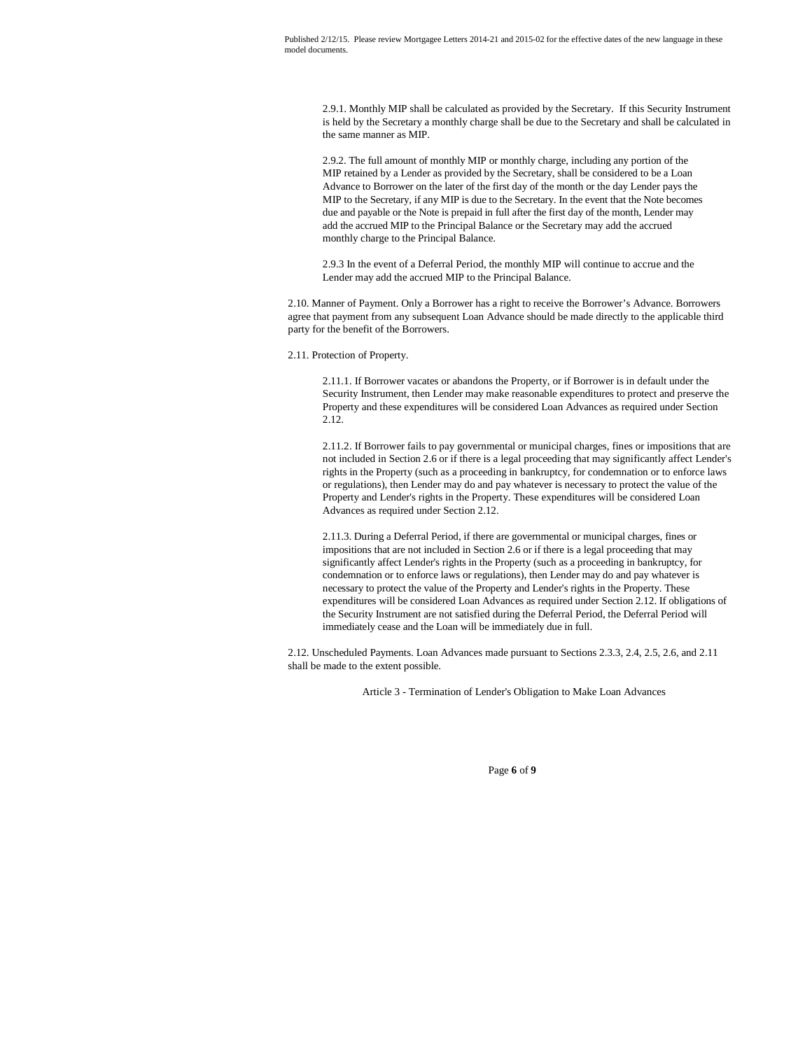2.9.1. Monthly MIP shall be calculated as provided by the Secretary. If this Security Instrument is held by the Secretary a monthly charge shall be due to the Secretary and shall be calculated in the same manner as MIP.

2.9.2. The full amount of monthly MIP or monthly charge, including any portion of the MIP retained by a Lender as provided by the Secretary, shall be considered to be a Loan Advance to Borrower on the later of the first day of the month or the day Lender pays the MIP to the Secretary, if any MIP is due to the Secretary. In the event that the Note becomes due and payable or the Note is prepaid in full after the first day of the month, Lender may add the accrued MIP to the Principal Balance or the Secretary may add the accrued monthly charge to the Principal Balance.

2.9.3 In the event of a Deferral Period, the monthly MIP will continue to accrue and the Lender may add the accrued MIP to the Principal Balance.

2.10. Manner of Payment. Only a Borrower has a right to receive the Borrower's Advance. Borrowers agree that payment from any subsequent Loan Advance should be made directly to the applicable third party for the benefit of the Borrowers.

2.11. Protection of Property.

2.11.1. If Borrower vacates or abandons the Property, or if Borrower is in default under the Security Instrument, then Lender may make reasonable expenditures to protect and preserve the Property and these expenditures will be considered Loan Advances as required under Section 2.12.

2.11.2. If Borrower fails to pay governmental or municipal charges, fines or impositions that are not included in Section 2.6 or if there is a legal proceeding that may significantly affect Lender's rights in the Property (such as a proceeding in bankruptcy, for condemnation or to enforce laws or regulations), then Lender may do and pay whatever is necessary to protect the value of the Property and Lender's rights in the Property. These expenditures will be considered Loan Advances as required under Section 2.12.

2.11.3. During a Deferral Period, if there are governmental or municipal charges, fines or impositions that are not included in Section 2.6 or if there is a legal proceeding that may significantly affect Lender's rights in the Property (such as a proceeding in bankruptcy, for condemnation or to enforce laws or regulations), then Lender may do and pay whatever is necessary to protect the value of the Property and Lender's rights in the Property. These expenditures will be considered Loan Advances as required under Section 2.12. If obligations of the Security Instrument are not satisfied during the Deferral Period, the Deferral Period will immediately cease and the Loan will be immediately due in full.

2.12. Unscheduled Payments. Loan Advances made pursuant to Sections 2.3.3, 2.4, 2.5, 2.6, and 2.11 shall be made to the extent possible.

## Article 3 - Termination of Lender's Obligation to Make Loan Advances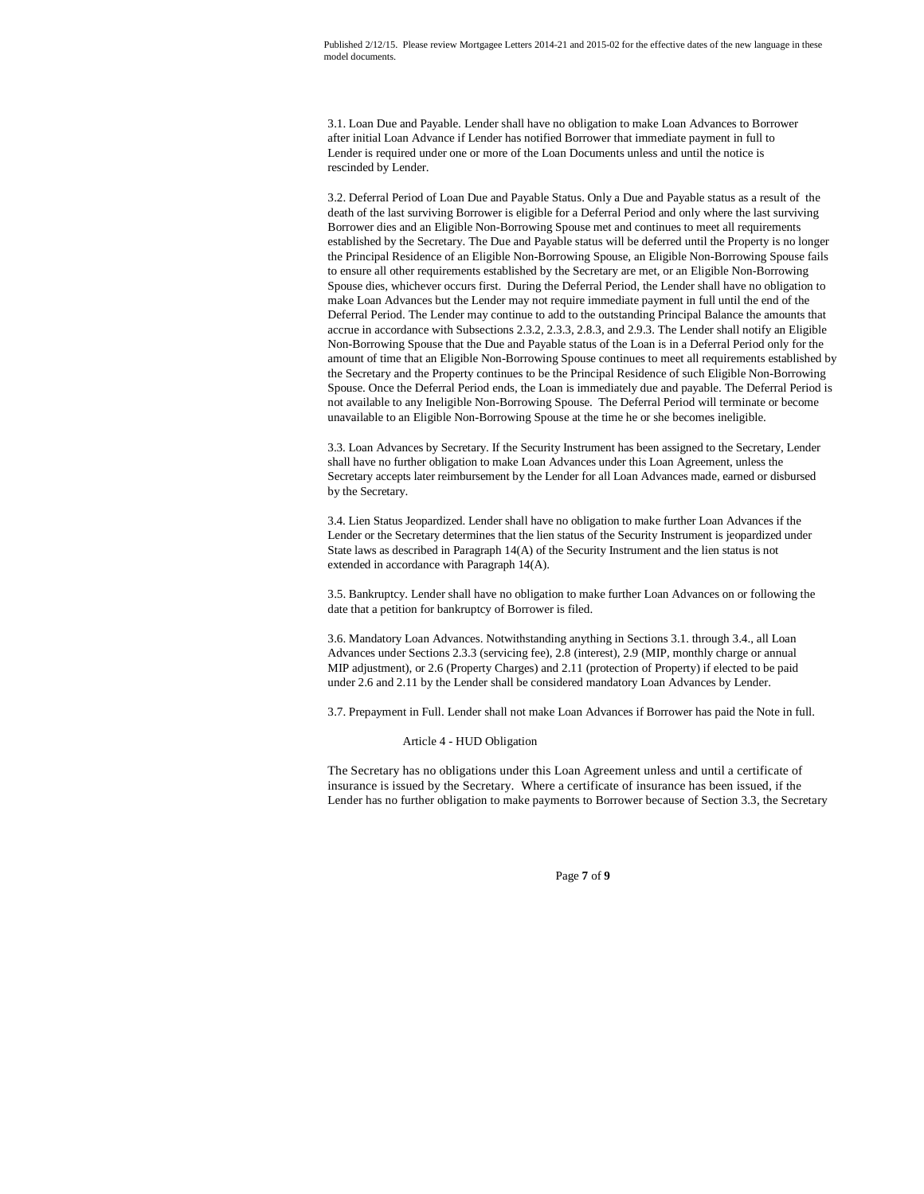3.1. Loan Due and Payable. Lender shall have no obligation to make Loan Advances to Borrower after initial Loan Advance if Lender has notified Borrower that immediate payment in full to Lender is required under one or more of the Loan Documents unless and until the notice is rescinded by Lender.

3.2. Deferral Period of Loan Due and Payable Status. Only a Due and Payable status as a result of the death of the last surviving Borrower is eligible for a Deferral Period and only where the last surviving Borrower dies and an Eligible Non-Borrowing Spouse met and continues to meet all requirements established by the Secretary. The Due and Payable status will be deferred until the Property is no longer the Principal Residence of an Eligible Non-Borrowing Spouse, an Eligible Non-Borrowing Spouse fails to ensure all other requirements established by the Secretary are met, or an Eligible Non-Borrowing Spouse dies, whichever occurs first. During the Deferral Period, the Lender shall have no obligation to make Loan Advances but the Lender may not require immediate payment in full until the end of the Deferral Period. The Lender may continue to add to the outstanding Principal Balance the amounts that accrue in accordance with Subsections 2.3.2, 2.3.3, 2.8.3, and 2.9.3. The Lender shall notify an Eligible Non-Borrowing Spouse that the Due and Payable status of the Loan is in a Deferral Period only for the amount of time that an Eligible Non-Borrowing Spouse continues to meet all requirements established by the Secretary and the Property continues to be the Principal Residence of such Eligible Non-Borrowing Spouse. Once the Deferral Period ends, the Loan is immediately due and payable. The Deferral Period is not available to any Ineligible Non-Borrowing Spouse. The Deferral Period will terminate or become unavailable to an Eligible Non-Borrowing Spouse at the time he or she becomes ineligible.

3.3. Loan Advances by Secretary. If the Security Instrument has been assigned to the Secretary, Lender shall have no further obligation to make Loan Advances under this Loan Agreement, unless the Secretary accepts later reimbursement by the Lender for all Loan Advances made, earned or disbursed by the Secretary.

3.4. Lien Status Jeopardized. Lender shall have no obligation to make further Loan Advances if the Lender or the Secretary determines that the lien status of the Security Instrument is jeopardized under State laws as described in Paragraph 14(A) of the Security Instrument and the lien status is not extended in accordance with Paragraph 14(A).

3.5. Bankruptcy. Lender shall have no obligation to make further Loan Advances on or following the date that a petition for bankruptcy of Borrower is filed.

3.6. Mandatory Loan Advances. Notwithstanding anything in Sections 3.1. through 3.4., all Loan Advances under Sections 2.3.3 (servicing fee), 2.8 (interest), 2.9 (MIP, monthly charge or annual MIP adjustment), or 2.6 (Property Charges) and 2.11 (protection of Property) if elected to be paid under 2.6 and 2.11 by the Lender shall be considered mandatory Loan Advances by Lender.

3.7. Prepayment in Full. Lender shall not make Loan Advances if Borrower has paid the Note in full.

## Article 4 - HUD Obligation

The Secretary has no obligations under this Loan Agreement unless and until a certificate of insurance is issued by the Secretary. Where a certificate of insurance has been issued, if the Lender has no further obligation to make payments to Borrower because of Section 3.3, the Secretary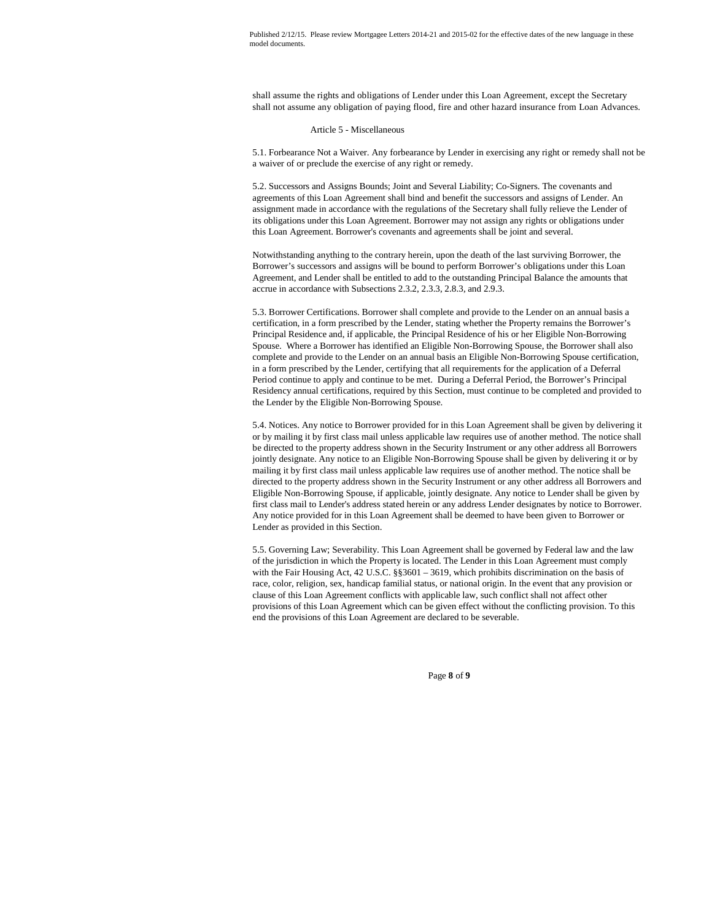shall assume the rights and obligations of Lender under this Loan Agreement, except the Secretary shall not assume any obligation of paying flood, fire and other hazard insurance from Loan Advances.

## Article 5 - Miscellaneous

5.1. Forbearance Not a Waiver. Any forbearance by Lender in exercising any right or remedy shall not be a waiver of or preclude the exercise of any right or remedy.

5.2. Successors and Assigns Bounds; Joint and Several Liability; Co-Signers. The covenants and agreements of this Loan Agreement shall bind and benefit the successors and assigns of Lender. An assignment made in accordance with the regulations of the Secretary shall fully relieve the Lender of its obligations under this Loan Agreement. Borrower may not assign any rights or obligations under this Loan Agreement. Borrower's covenants and agreements shall be joint and several.

Notwithstanding anything to the contrary herein, upon the death of the last surviving Borrower, the Borrower's successors and assigns will be bound to perform Borrower's obligations under this Loan Agreement, and Lender shall be entitled to add to the outstanding Principal Balance the amounts that accrue in accordance with Subsections 2.3.2, 2.3.3, 2.8.3, and 2.9.3.

5.3. Borrower Certifications. Borrower shall complete and provide to the Lender on an annual basis a certification, in a form prescribed by the Lender, stating whether the Property remains the Borrower's Principal Residence and, if applicable, the Principal Residence of his or her Eligible Non-Borrowing Spouse. Where a Borrower has identified an Eligible Non-Borrowing Spouse, the Borrower shall also complete and provide to the Lender on an annual basis an Eligible Non-Borrowing Spouse certification, in a form prescribed by the Lender, certifying that all requirements for the application of a Deferral Period continue to apply and continue to be met. During a Deferral Period, the Borrower's Principal Residency annual certifications, required by this Section, must continue to be completed and provided to the Lender by the Eligible Non-Borrowing Spouse.

5.4. Notices. Any notice to Borrower provided for in this Loan Agreement shall be given by delivering it or by mailing it by first class mail unless applicable law requires use of another method. The notice shall be directed to the property address shown in the Security Instrument or any other address all Borrowers jointly designate. Any notice to an Eligible Non-Borrowing Spouse shall be given by delivering it or by mailing it by first class mail unless applicable law requires use of another method. The notice shall be directed to the property address shown in the Security Instrument or any other address all Borrowers and Eligible Non-Borrowing Spouse, if applicable, jointly designate. Any notice to Lender shall be given by first class mail to Lender's address stated herein or any address Lender designates by notice to Borrower. Any notice provided for in this Loan Agreement shall be deemed to have been given to Borrower or Lender as provided in this Section.

5.5. Governing Law; Severability. This Loan Agreement shall be governed by Federal law and the law of the jurisdiction in which the Property is located. The Lender in this Loan Agreement must comply with the Fair Housing Act, 42 U.S.C. §§3601 – 3619, which prohibits discrimination on the basis of race, color, religion, sex, handicap familial status, or national origin. In the event that any provision or clause of this Loan Agreement conflicts with applicable law, such conflict shall not affect other provisions of this Loan Agreement which can be given effect without the conflicting provision. To this end the provisions of this Loan Agreement are declared to be severable.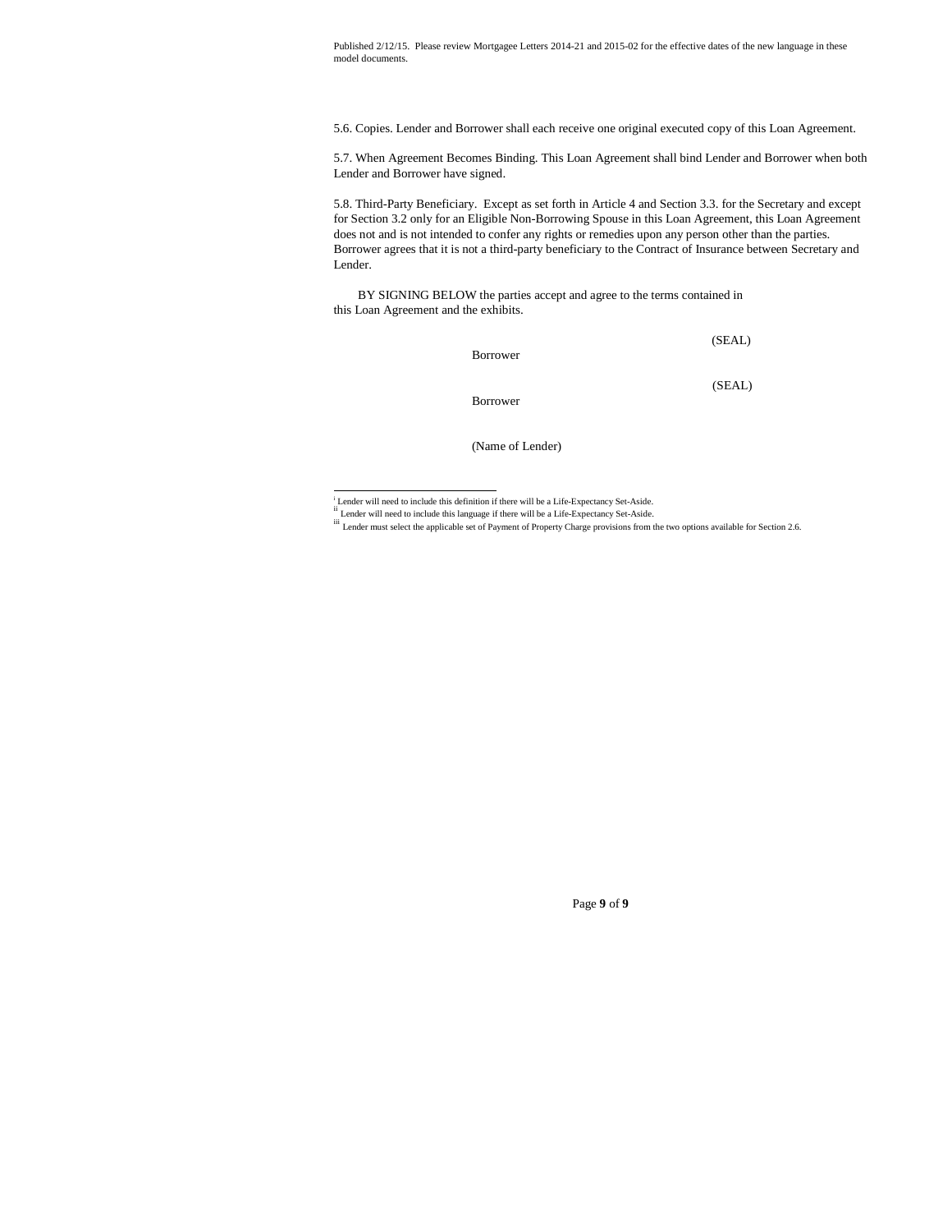Published 2/12/15. Please review Mortgagee Letters 2014-21 and 2015-02 for the effective dates of the new language in these model documents.

5.6. Copies. Lender and Borrower shall each receive one original executed copy of this Loan Agreement.

5.7. When Agreement Becomes Binding. This Loan Agreement shall bind Lender and Borrower when both Lender and Borrower have signed.

5.8. Third-Party Beneficiary. Except as set forth in Article 4 and Section 3.3. for the Secretary and except for Section 3.2 only for an Eligible Non-Borrowing Spouse in this Loan Agreement, this Loan Agreement does not and is not intended to confer any rights or remedies upon any person other than the parties. Borrower agrees that it is not a third-party beneficiary to the Contract of Insurance between Secretary and Lender.

BY SIGNING BELOW the parties accept and agree to the terms contained in this Loan Agreement and the exhibits.

(SEAL)

Borrower

(SEAL)

Borrower

(Name of Lender)

---

[i] Lender will need to include this definition if there will be a Life-Expectancy Set-Aside.

[ii] Lender will need to include this language if there will be a Life-Expectancy Set-Aside.

[iii] Lender must select the applicable set of Payment of Property Charge provisions from the two options available for Section 2.6.